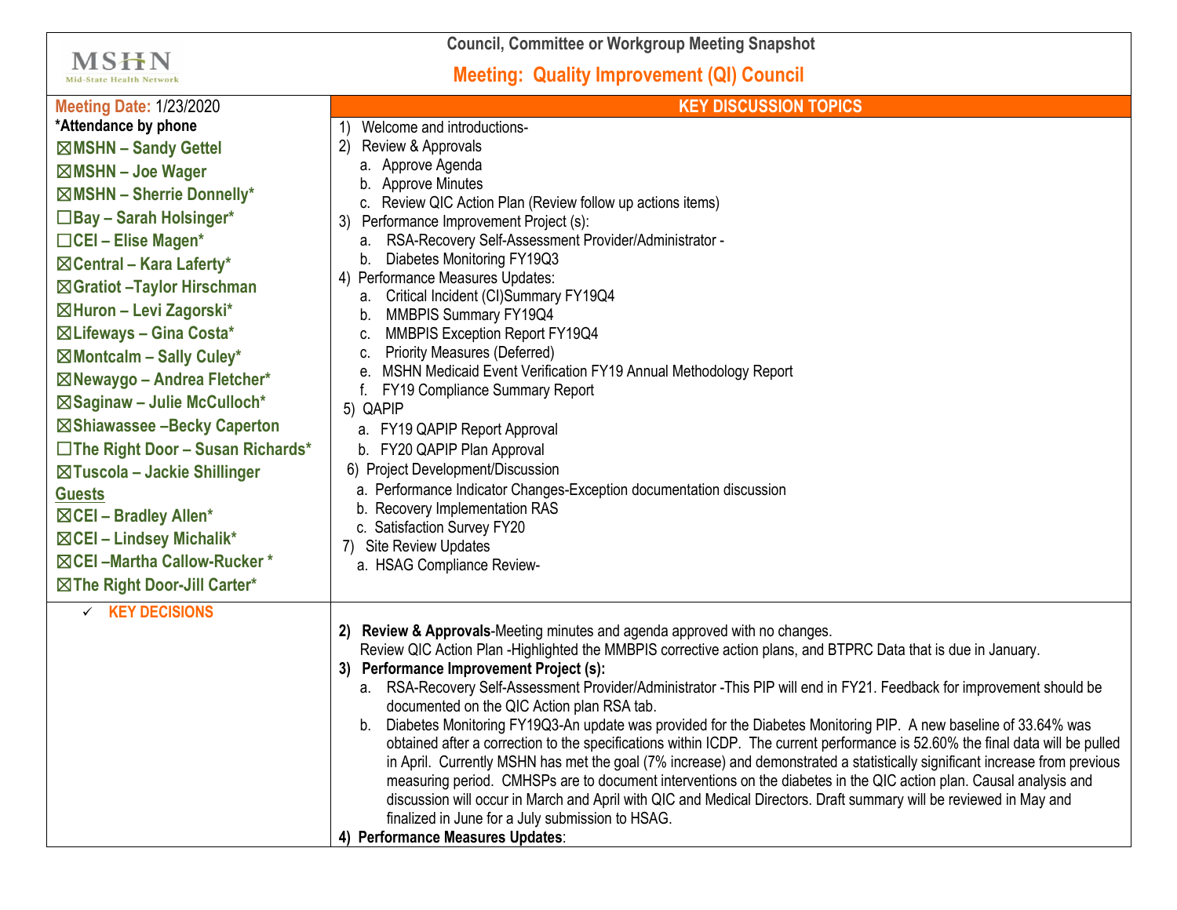# Council, Committee or Workgroup Meeting Snapshot

## Meeting: Quality Improvement (QI) Council

**Meeting Date:** 1/23/2020

**\*Attendance by phone**

- ☒MSHN – Sandy Gettel
- ☒MSHN – Joe Wager
- ☒MSHN – Sherrie Donnelly*
- ☐Bay – Sarah Holsinger*
- ☐CEI – Elise Magen*
- ☒Central – Kara Laferty*
- ☒Gratiot –Taylor Hirschman
- ☒Huron – Levi Zagorski*
- ☒Lifeways – Gina Costa*
- ☒Montcalm – Sally Culey*
- ☒Newaygo – Andrea Fletcher*
- ☒Saginaw – Julie McCulloch*
- ☒Shiawassee –Becky Caperton
- ☐The Right Door – Susan Richards*
- ☒Tuscola – Jackie Shillinger

**Guests**

- ☒CEI – Bradley Allen*
- ☒CEI – Lindsey Michalik*
- ☒CEI –Martha Callow-Rucker *
- ☒The Right Door-Jill Carter*

## KEY DISCUSSION TOPICS

1) Welcome and introductions-
2) Review & Approvals
   a. Approve Agenda
   b. Approve Minutes
   c. Review QIC Action Plan (Review follow up actions items)
3) Performance Improvement Project (s):
   a. RSA-Recovery Self-Assessment Provider/Administrator -
   b. Diabetes Monitoring FY19Q3
4) Performance Measures Updates:
   a. Critical Incident (CI)Summary FY19Q4
   b. MMBPIS Summary FY19Q4
   c. MMBPIS Exception Report FY19Q4
   c. Priority Measures (Deferred)
   e. MSHN Medicaid Event Verification FY19 Annual Methodology Report
   f. FY19 Compliance Summary Report
5) QAPIP
   a. FY19 QAPIP Report Approval
   b. FY20 QAPIP Plan Approval
6) Project Development/Discussion
   a. Performance Indicator Changes-Exception documentation discussion
   b. Recovery Implementation RAS
   c. Satisfaction Survey FY20
7) Site Review Updates
   a. HSAG Compliance Review-

## ✓ KEY DECISIONS

**2) Review & Approvals**-Meeting minutes and agenda approved with no changes.
Review QIC Action Plan -Highlighted the MMBPIS corrective action plans, and BTPRC Data that is due in January.

**3) Performance Improvement Project (s):**

a. RSA-Recovery Self-Assessment Provider/Administrator -This PIP will end in FY21. Feedback for improvement should be documented on the QIC Action plan RSA tab.

b. Diabetes Monitoring FY19Q3-An update was provided for the Diabetes Monitoring PIP. A new baseline of 33.64% was obtained after a correction to the specifications within ICDP. The current performance is 52.60% the final data will be pulled in April. Currently MSHN has met the goal (7% increase) and demonstrated a statistically significant increase from previous measuring period. CMHSPs are to document interventions on the diabetes in the QIC action plan. Causal analysis and discussion will occur in March and April with QIC and Medical Directors. Draft summary will be reviewed in May and finalized in June for a July submission to HSAG.

**4) Performance Measures Updates**: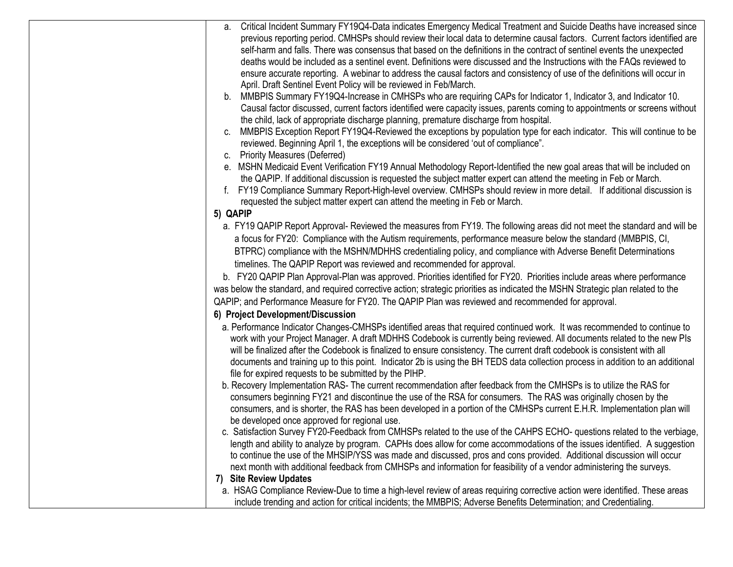| | |
|---|---|
| | a. Critical Incident Summary FY19Q4-Data indicates Emergency Medical Treatment and Suicide Deaths have increased since previous reporting period. CMHSPs should review their local data to determine causal factors. Current factors identified are self-harm and falls. There was consensus that based on the definitions in the contract of sentinel events the unexpected deaths would be included as a sentinel event. Definitions were discussed and the Instructions with the FAQs reviewed to ensure accurate reporting. A webinar to address the causal factors and consistency of use of the definitions will occur in April. Draft Sentinel Event Policy will be reviewed in Feb/March.<br>b. MMBPIS Summary FY19Q4-Increase in CMHSPs who are requiring CAPs for Indicator 1, Indicator 3, and Indicator 10. Causal factor discussed, current factors identified were capacity issues, parents coming to appointments or screens without the child, lack of appropriate discharge planning, premature discharge from hospital.<br>c. MMBPIS Exception Report FY19Q4-Reviewed the exceptions by population type for each indicator. This will continue to be reviewed. Beginning April 1, the exceptions will be considered 'out of compliance".<br>c. Priority Measures (Deferred)<br>e. MSHN Medicaid Event Verification FY19 Annual Methodology Report-Identified the new goal areas that will be included on the QAPIP. If additional discussion is requested the subject matter expert can attend the meeting in Feb or March.<br>f. FY19 Compliance Summary Report-High-level overview. CMHSPs should review in more detail. If additional discussion is requested the subject matter expert can attend the meeting in Feb or March.<br>**5) QAPIP**<br>a. FY19 QAPIP Report Approval- Reviewed the measures from FY19. The following areas did not meet the standard and will be a focus for FY20: Compliance with the Autism requirements, performance measure below the standard (MMBPIS, CI, BTPRC) compliance with the MSHN/MDHHS credentialing policy, and compliance with Adverse Benefit Determinations timelines. The QAPIP Report was reviewed and recommended for approval.<br>b. FY20 QAPIP Plan Approval-Plan was approved. Priorities identified for FY20. Priorities include areas where performance was below the standard, and required corrective action; strategic priorities as indicated the MSHN Strategic plan related to the QAPIP; and Performance Measure for FY20. The QAPIP Plan was reviewed and recommended for approval.<br>**6) Project Development/Discussion**<br>a. Performance Indicator Changes-CMHSPs identified areas that required continued work. It was recommended to continue to work with your Project Manager. A draft MDHHS Codebook is currently being reviewed. All documents related to the new PIs will be finalized after the Codebook is finalized to ensure consistency. The current draft codebook is consistent with all documents and training up to this point. Indicator 2b is using the BH TEDS data collection process in addition to an additional file for expired requests to be submitted by the PIHP.<br>b. Recovery Implementation RAS- The current recommendation after feedback from the CMHSPs is to utilize the RAS for consumers beginning FY21 and discontinue the use of the RSA for consumers. The RAS was originally chosen by the consumers, and is shorter, the RAS has been developed in a portion of the CMHSPs current E.H.R. Implementation plan will be developed once approved for regional use.<br>c. Satisfaction Survey FY20-Feedback from CMHSPs related to the use of the CAHPS ECHO- questions related to the verbiage, length and ability to analyze by program. CAPHs does allow for come accommodations of the issues identified. A suggestion to continue the use of the MHSIP/YSS was made and discussed, pros and cons provided. Additional discussion will occur next month with additional feedback from CMHSPs and information for feasibility of a vendor administering the surveys.<br>**7) Site Review Updates**<br>a. HSAG Compliance Review-Due to time a high-level review of areas requiring corrective action were identified. These areas include trending and action for critical incidents; the MMBPIS; Adverse Benefits Determination; and Credentialing. |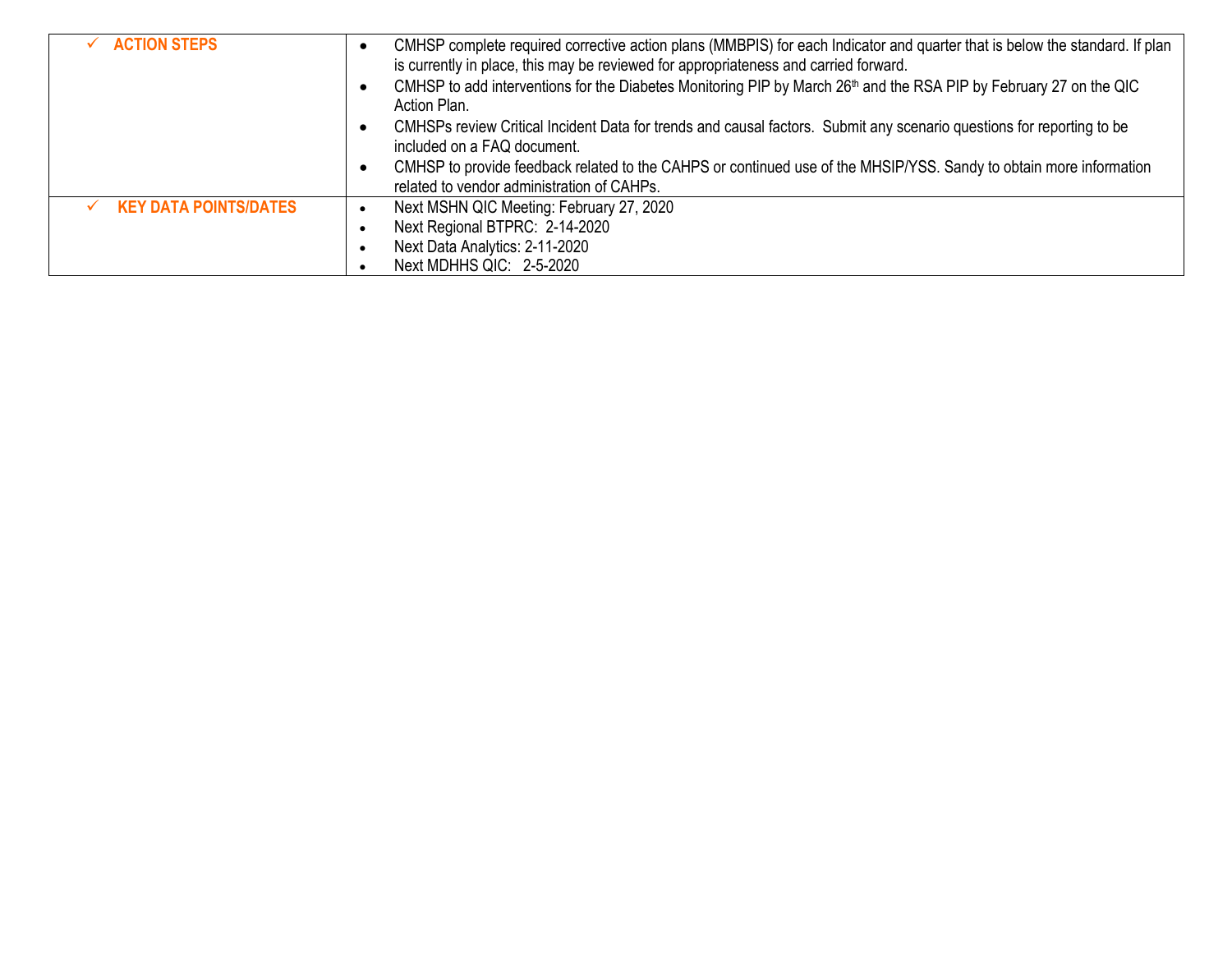| | |
|---|---|
| ✓ **ACTION STEPS** | • CMHSP complete required corrective action plans (MMBPIS) for each Indicator and quarter that is below the standard. If plan is currently in place, this may be reviewed for appropriateness and carried forward.<br>• CMHSP to add interventions for the Diabetes Monitoring PIP by March 26th and the RSA PIP by February 27 on the QIC Action Plan.<br>• CMHSPs review Critical Incident Data for trends and causal factors. Submit any scenario questions for reporting to be included on a FAQ document.<br>• CMHSP to provide feedback related to the CAHPS or continued use of the MHSIP/YSS. Sandy to obtain more information related to vendor administration of CAHPs. |
| ✓ **KEY DATA POINTS/DATES** | • Next MSHN QIC Meeting: February 27, 2020<br>• Next Regional BTPRC: 2-14-2020<br>• Next Data Analytics: 2-11-2020<br>• Next MDHHS QIC: 2-5-2020 |